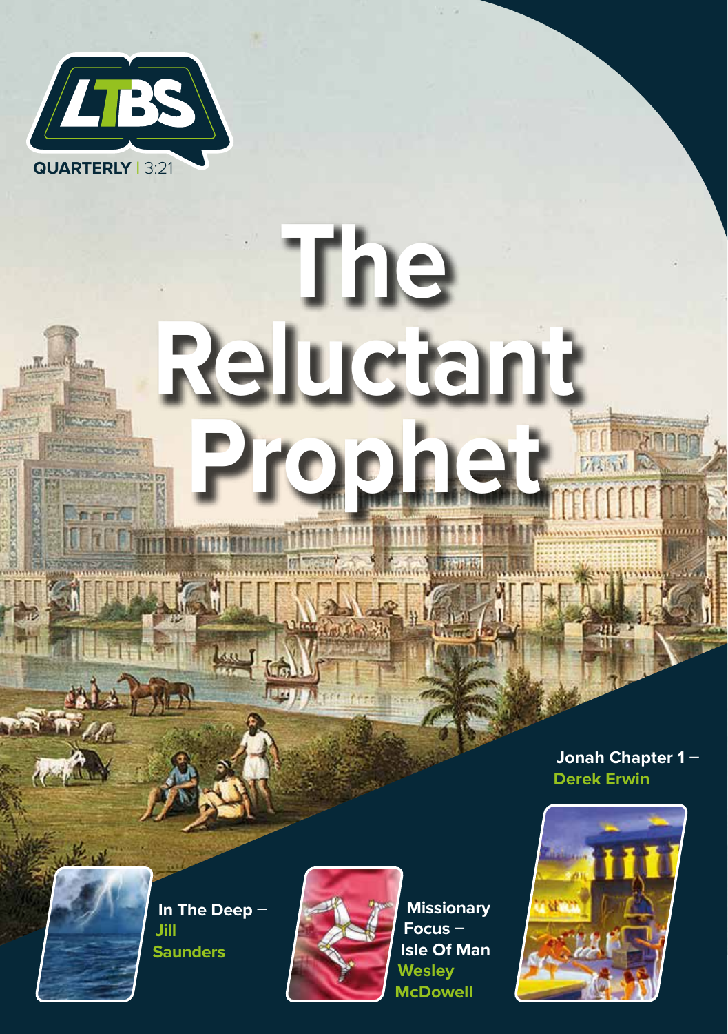LTBS

QUARTERLY | 3:21

# The Reluctant Prophet

**Jonah Chapter 1 – Derek Erwin**

**In The Deep – Jill Saunders**

**Missionary Focus – Isle Of Man Wesley McDowell**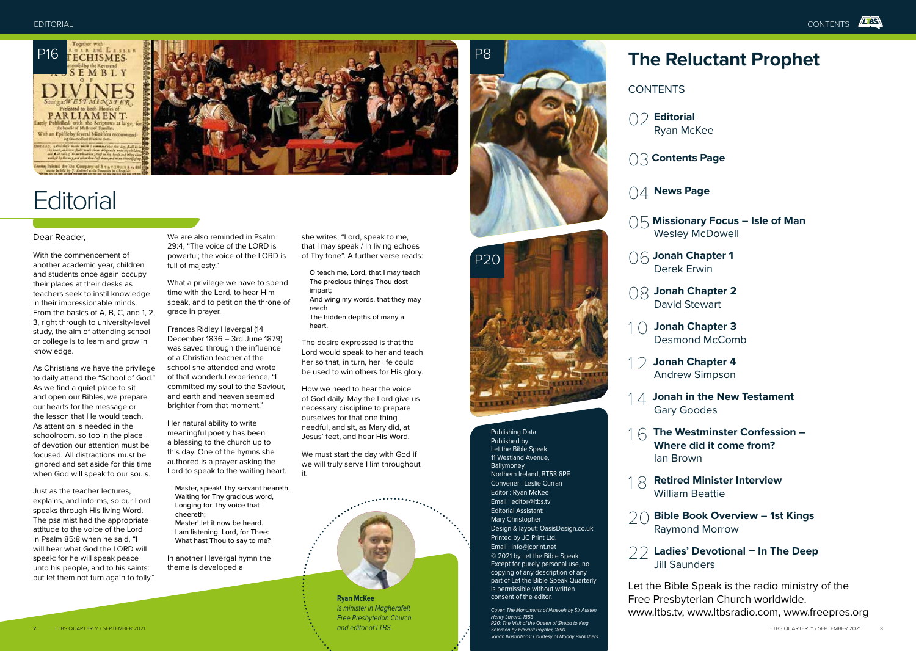# Editorial

Dear Reader,

With the commencement of another academic year, children and students once again occupy their places at their desks as teachers seek to instil knowledge in their impressionable minds. From the basics of A, B, C, and 1, 2, 3, right through to university-level study, the aim of attending school or college is to learn and grow in knowledge.

As Christians we have the privilege to daily attend the "School of God." As we find a quiet place to sit and open our Bibles, we prepare our hearts for the message or the lesson that He would teach. As attention is needed in the schoolroom, so too in the place of devotion our attention must be focused. All distractions must be ignored and set aside for this time when God will speak to our souls.

Just as the teacher lectures, explains, and informs, so our Lord speaks through His living Word. The psalmist had the appropriate attitude to the voice of the Lord in Psalm 85:8 when he said, "I will hear what God the LORD will speak: for he will speak peace unto his people, and to his saints: but let them not turn again to folly."

We are also reminded in Psalm 29:4, "The voice of the LORD is powerful; the voice of the LORD is full of majesty."

What a privilege we have to spend time with the Lord, to hear Him speak, and to petition the throne of grace in prayer.

Frances Ridley Havergal (14 December 1836 – 3rd June 1879) was saved through the influence of a Christian teacher at the school she attended and wrote of that wonderful experience, "I committed my soul to the Saviour, and earth and heaven seemed brighter from that moment."

Her natural ability to write meaningful poetry has been a blessing to the church up to this day. One of the hymns she authored is a prayer asking the Lord to speak to the waiting heart.

> Master, speak! Thy servant heareth,
> Waiting for Thy gracious word,
> Longing for Thy voice that cheereth;
> Master! let it now be heard.
> I am listening, Lord, for Thee:
> What hast Thou to say to me?

In another Havergal hymn the theme is developed a she writes, "Lord, speak to me, that I may speak / In living echoes of Thy tone". A further verse reads:

> O teach me, Lord, that I may teach
> The precious things Thou dost impart;
> And wing my words, that they may reach
> The hidden depths of many a heart.

The desire expressed is that the Lord would speak to her and teach her so that, in turn, her life could be used to win others for His glory.

How we need to hear the voice of God daily. May the Lord give us necessary discipline to prepare ourselves for that one thing needful, and sit, as Mary did, at Jesus' feet, and hear His Word.

We must start the day with God if we will truly serve Him throughout it.

**Ryan McKee**
*is minister in Magherafelt Free Presbyterian Church and editor of LTBS.*

# The Reluctant Prophet

CONTENTS

02 **Editorial**
Ryan McKee

03 **Contents Page**

04 **News Page**

05 **Missionary Focus – Isle of Man**
Wesley McDowell

06 **Jonah Chapter 1**
Derek Erwin

08 **Jonah Chapter 2**
David Stewart

10 **Jonah Chapter 3**
Desmond McComb

12 **Jonah Chapter 4**
Andrew Simpson

14 **Jonah in the New Testament**
Gary Goodes

16 **The Westminster Confession – Where did it come from?**
Ian Brown

18 **Retired Minister Interview**
William Beattie

20 **Bible Book Overview – 1st Kings**
Raymond Morrow

22 **Ladies' Devotional – In The Deep**
Jill Saunders

Let the Bible Speak is the radio ministry of the Free Presbyterian Church worldwide.
www.ltbs.tv, www.ltbsradio.com, www.freepres.org

Publishing Data
Published by
Let the Bible Speak
11 Westland Avenue,
Ballymoney,
Northern Ireland, BT53 6PE
Convener : Leslie Curran
Editor : Ryan McKee
Email : editor@ltbs.tv
Editorial Assistant:
Mary Christopher
Design & layout: OasisDesign.co.uk
Printed by JC Print Ltd.
Email : info@jcprint.net
© 2021 by Let the Bible Speak
Except for purely personal use, no copying of any description of any part of Let the Bible Speak Quarterly is permissible without written consent of the editor.

*Cover: The Monuments of Nineveh by Sir Austen Henry Layard, 1853*
*P20: The Visit of the Queen of Sheba to King Solomon by Edward Poynter, 1890.*
*Jonah Illustrations: Courtesy of Moody Publishers*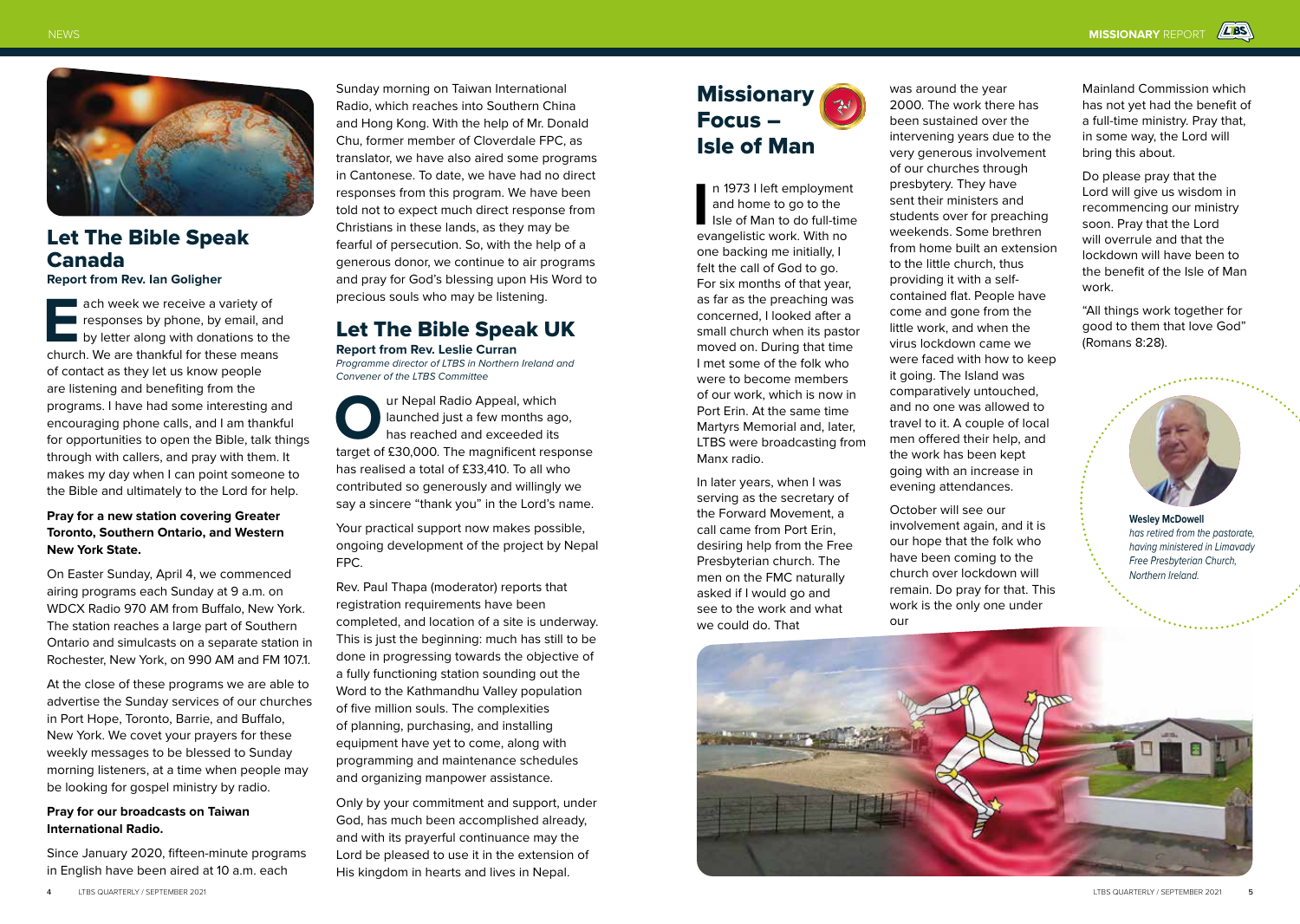## Let The Bible Speak Canada

**Report from Rev. Ian Goligher**

Each week we receive a variety of responses by phone, by email, and by letter along with donations to the church. We are thankful for these means of contact as they let us know people are listening and benefiting from the programs. I have had some interesting and encouraging phone calls, and I am thankful for opportunities to open the Bible, talk things through with callers, and pray with them. It makes my day when I can point someone to the Bible and ultimately to the Lord for help.

**Pray for a new station covering Greater Toronto, Southern Ontario, and Western New York State.**

On Easter Sunday, April 4, we commenced airing programs each Sunday at 9 a.m. on WDCX Radio 970 AM from Buffalo, New York. The station reaches a large part of Southern Ontario and simulcasts on a separate station in Rochester, New York, on 990 AM and FM 107.1.

At the close of these programs we are able to advertise the Sunday services of our churches in Port Hope, Toronto, Barrie, and Buffalo, New York. We covet your prayers for these weekly messages to be blessed to Sunday morning listeners, at a time when people may be looking for gospel ministry by radio.

**Pray for our broadcasts on Taiwan International Radio.**

Since January 2020, fifteen-minute programs in English have been aired at 10 a.m. each Sunday morning on Taiwan International Radio, which reaches into Southern China and Hong Kong. With the help of Mr. Donald Chu, former member of Cloverdale FPC, as translator, we have also aired some programs in Cantonese. To date, we have had no direct responses from this program. We have been told not to expect much direct response from Christians in these lands, as they may be fearful of persecution. So, with the help of a generous donor, we continue to air programs and pray for God's blessing upon His Word to precious souls who may be listening.

## Let The Bible Speak UK

**Report from Rev. Leslie Curran**

*Programme director of LTBS in Northern Ireland and Convener of the LTBS Committee*

Our Nepal Radio Appeal, which launched just a few months ago, has reached and exceeded its target of £30,000. The magnificent response has realised a total of £33,410. To all who contributed so generously and willingly we say a sincere "thank you" in the Lord's name.

Your practical support now makes possible, ongoing development of the project by Nepal FPC.

Rev. Paul Thapa (moderator) reports that registration requirements have been completed, and location of a site is underway. This is just the beginning: much has still to be done in progressing towards the objective of a fully functioning station sounding out the Word to the Kathmandhu Valley population of five million souls. The complexities of planning, purchasing, and installing equipment have yet to come, along with programming and maintenance schedules and organizing manpower assistance.

Only by your commitment and support, under God, has much been accomplished already, and with its prayerful continuance may the Lord be pleased to use it in the extension of His kingdom in hearts and lives in Nepal.

## Missionary Focus – Isle of Man

In 1973 I left employment and home to go to the Isle of Man to do full-time evangelistic work. With no one backing me initially, I felt the call of God to go. For six months of that year, as far as the preaching was concerned, I looked after a small church when its pastor moved on. During that time I met some of the folk who were to become members of our work, which is now in Port Erin. At the same time Martyrs Memorial and, later, LTBS were broadcasting from Manx radio.

In later years, when I was serving as the secretary of the Forward Movement, a call came from Port Erin, desiring help from the Free Presbyterian church. The men on the FMC naturally asked if I would go and see to the work and what we could do. That was around the year 2000. The work there has been sustained over the intervening years due to the very generous involvement of our churches through presbytery. They have sent their ministers and students over for preaching weekends. Some brethren from home built an extension to the little church, thus providing it with a self-contained flat. People have come and gone from the little work, and when the virus lockdown came we were faced with how to keep it going. The Island was comparatively untouched, and no one was allowed to travel to it. A couple of local men offered their help, and the work has been kept going with an increase in evening attendances.

October will see our involvement again, and it is our hope that the folk who have been coming to the church over lockdown will remain. Do pray for that. This work is the only one under our Mainland Commission which has not yet had the benefit of a full-time ministry. Pray that, in some way, the Lord will bring this about.

Do please pray that the Lord will give us wisdom in recommencing our ministry soon. Pray that the Lord will overrule and that the lockdown will have been to the benefit of the Isle of Man work.

"All things work together for good to them that love God" (Romans 8:28).

**Wesley McDowell**
*has retired from the pastorate, having ministered in Limavady Free Presbyterian Church, Northern Ireland.*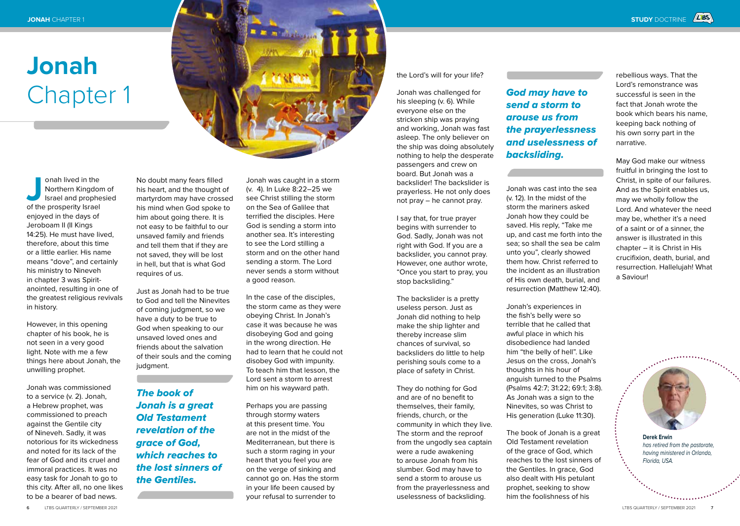# Jonah
Chapter 1

Jonah lived in the Northern Kingdom of Israel and prophesied of the prosperity Israel enjoyed in the days of Jeroboam II (II Kings 14:25). He must have lived, therefore, about this time or a little earlier. His name means "dove", and certainly his ministry to Nineveh in chapter 3 was Spirit-anointed, resulting in one of the greatest religious revivals in history.

However, in this opening chapter of his book, he is not seen in a very good light. Note with me a few things here about Jonah, the unwilling prophet.

Jonah was commissioned to a service (v. 2). Jonah, a Hebrew prophet, was commissioned to preach against the Gentile city of Nineveh. Sadly, it was notorious for its wickedness and noted for its lack of the fear of God and its cruel and immoral practices. It was no easy task for Jonah to go to this city. After all, no one likes to be a bearer of bad news.

No doubt many fears filled his heart, and the thought of martyrdom may have crossed his mind when God spoke to him about going there. It is not easy to be faithful to our unsaved family and friends and tell them that if they are not saved, they will be lost in hell, but that is what God requires of us.

Just as Jonah had to be true to God and tell the Ninevites of coming judgment, so we have a duty to be true to God when speaking to our unsaved loved ones and friends about the salvation of their souls and the coming judgment.

***The book of Jonah is a great Old Testament revelation of the grace of God, which reaches to the lost sinners of the Gentiles.***

Jonah was caught in a storm (v. 4). In Luke 8:22–25 we see Christ stilling the storm on the Sea of Galilee that terrified the disciples. Here God is sending a storm into another sea. It's interesting to see the Lord stilling a storm and on the other hand sending a storm. The Lord never sends a storm without a good reason.

In the case of the disciples, the storm came as they were obeying Christ. In Jonah's case it was because he was disobeying God and going in the wrong direction. He had to learn that he could not disobey God with impunity. To teach him that lesson, the Lord sent a storm to arrest him on his wayward path.

Perhaps you are passing through stormy waters at this present time. You are not in the midst of the Mediterranean, but there is such a storm raging in your heart that you feel you are on the verge of sinking and cannot go on. Has the storm in your life been caused by your refusal to surrender to the Lord's will for your life?

Jonah was challenged for his sleeping (v. 6). While everyone else on the stricken ship was praying and working, Jonah was fast asleep. The only believer on the ship was doing absolutely nothing to help the desperate passengers and crew on board. But Jonah was a backslider! The backslider is prayerless. He not only does not pray – he cannot pray.

I say that, for true prayer begins with surrender to God. Sadly, Jonah was not right with God. If you are a backslider, you cannot pray. However, one author wrote, "Once you start to pray, you stop backsliding."

The backslider is a pretty useless person. Just as Jonah did nothing to help make the ship lighter and thereby increase slim chances of survival, so backsliders do little to help perishing souls come to a place of safety in Christ.

They do nothing for God and are of no benefit to themselves, their family, friends, church, or the community in which they live. The storm and the reproof from the ungodly sea captain were a rude awakening to arouse Jonah from his slumber. God may have to send a storm to arouse us from the prayerlessness and uselessness of backsliding.

***God may have to send a storm to arouse us from the prayerlessness and uselessness of backsliding.***

Jonah was cast into the sea (v. 12). In the midst of the storm the mariners asked Jonah how they could be saved. His reply, "Take me up, and cast me forth into the sea; so shall the sea be calm unto you", clearly showed them how. Christ referred to the incident as an illustration of His own death, burial, and resurrection (Matthew 12:40).

Jonah's experiences in the fish's belly were so terrible that he called that awful place in which his disobedience had landed him "the belly of hell". Like Jesus on the cross, Jonah's thoughts in his hour of anguish turned to the Psalms (Psalms 42:7; 31:22; 69:1; 3:8). As Jonah was a sign to the Ninevites, so was Christ to His generation (Luke 11:30).

The book of Jonah is a great Old Testament revelation of the grace of God, which reaches to the lost sinners of the Gentiles. In grace, God also dealt with His petulant prophet, seeking to show him the foolishness of his rebellious ways. That the Lord's remonstrance was successful is seen in the fact that Jonah wrote the book which bears his name, keeping back nothing of his own sorry part in the narrative.

May God make our witness fruitful in bringing the lost to Christ, in spite of our failures. And as the Spirit enables us, may we wholly follow the Lord. And whatever the need may be, whether it's a need of a saint or of a sinner, the answer is illustrated in this chapter – it is Christ in His crucifixion, death, burial, and resurrection. Hallelujah! What a Saviour!

**Derek Erwin**
*has retired from the pastorate, having ministered in Orlando, Florida, USA.*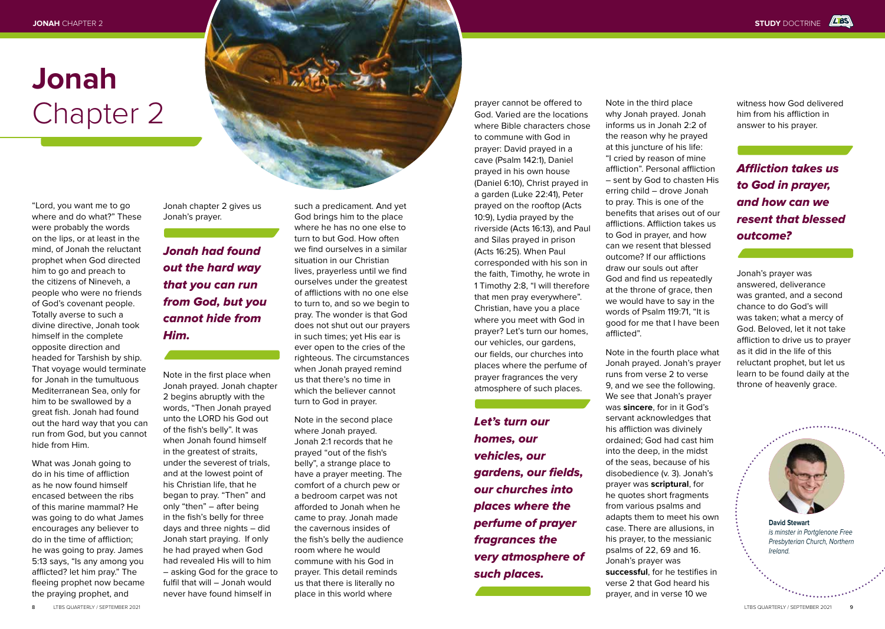# Jonah Chapter 2

"Lord, you want me to go where and do what?" These were probably the words on the lips, or at least in the mind, of Jonah the reluctant prophet when God directed him to go and preach to the citizens of Nineveh, a people who were no friends of God's covenant people. Totally averse to such a divine directive, Jonah took himself in the complete opposite direction and headed for Tarshish by ship. That voyage would terminate for Jonah in the tumultuous Mediterranean Sea, only for him to be swallowed by a great fish. Jonah had found out the hard way that you can run from God, but you cannot hide from Him.

What was Jonah going to do in his time of affliction as he now found himself encased between the ribs of this marine mammal? He was going to do what James encourages any believer to do in the time of affliction; he was going to pray. James 5:13 says, "Is any among you afflicted? let him pray." The fleeing prophet now became the praying prophet, and Jonah chapter 2 gives us Jonah's prayer.

***Jonah had found out the hard way that you can run from God, but you cannot hide from Him.***

Note in the first place when Jonah prayed. Jonah chapter 2 begins abruptly with the words, "Then Jonah prayed unto the LORD his God out of the fish's belly". It was when Jonah found himself in the greatest of straits, under the severest of trials, and at the lowest point of his Christian life, that he began to pray. "Then" and only "then" – after being in the fish's belly for three days and three nights – did Jonah start praying. If only he had prayed when God had revealed His will to him – asking God for the grace to fulfil that will – Jonah would never have found himself in such a predicament. And yet God brings him to the place where he has no one else to turn to but God. How often we find ourselves in a similar situation in our Christian lives, prayerless until we find ourselves under the greatest of afflictions with no one else to turn to, and so we begin to pray. The wonder is that God does not shut out our prayers in such times; yet His ear is ever open to the cries of the righteous. The circumstances when Jonah prayed remind us that there's no time in which the believer cannot turn to God in prayer.

Note in the second place where Jonah prayed. Jonah 2:1 records that he prayed "out of the fish's belly", a strange place to have a prayer meeting. The comfort of a church pew or a bedroom carpet was not afforded to Jonah when he came to pray. Jonah made the cavernous insides of the fish's belly the audience room where he would commune with his God in prayer. This detail reminds us that there is literally no place in this world where prayer cannot be offered to God. Varied are the locations where Bible characters chose to commune with God in prayer: David prayed in a cave (Psalm 142:1), Daniel prayed in his own house (Daniel 6:10), Christ prayed in a garden (Luke 22:41), Peter prayed on the rooftop (Acts 10:9), Lydia prayed by the riverside (Acts 16:13), and Paul and Silas prayed in prison (Acts 16:25). When Paul corresponded with his son in the faith, Timothy, he wrote in 1 Timothy 2:8, "I will therefore that men pray everywhere". Christian, have you a place where you meet with God in prayer? Let's turn our homes, our vehicles, our gardens, our fields, our churches into places where the perfume of prayer fragrances the very atmosphere of such places.

***Let's turn our homes, our vehicles, our gardens, our fields, our churches into places where the perfume of prayer fragrances the very atmosphere of such places.***

Note in the third place why Jonah prayed. Jonah informs us in Jonah 2:2 of the reason why he prayed at this juncture of his life: "I cried by reason of mine affliction". Personal affliction – sent by God to chasten His erring child – drove Jonah to pray. This is one of the benefits that arises out of our afflictions. Affliction takes us to God in prayer, and how can we resent that blessed outcome? If our afflictions draw our souls out after God and find us repeatedly at the throne of grace, then we would have to say in the words of Psalm 119:71, "It is good for me that I have been afflicted".

Note in the fourth place what Jonah prayed. Jonah's prayer runs from verse 2 to verse 9, and we see the following. We see that Jonah's prayer was **sincere**, for in it God's servant acknowledges that his affliction was divinely ordained; God had cast him into the deep, in the midst of the seas, because of his disobedience (v. 3). Jonah's prayer was **scriptural**, for he quotes short fragments from various psalms and adapts them to meet his own case. There are allusions, in his prayer, to the messianic psalms of 22, 69 and 16. Jonah's prayer was **successful**, for he testifies in verse 2 that God heard his prayer, and in verse 10 we witness how God delivered him from his affliction in answer to his prayer.

***Affliction takes us to God in prayer, and how can we resent that blessed outcome?***

Jonah's prayer was answered, deliverance was granted, and a second chance to do God's will was taken; what a mercy of God. Beloved, let it not take affliction to drive us to prayer as it did in the life of this reluctant prophet, but let us learn to be found daily at the throne of heavenly grace.

**David Stewart**
*is minister in Portglenone Free Presbyterian Church, Northern Ireland.*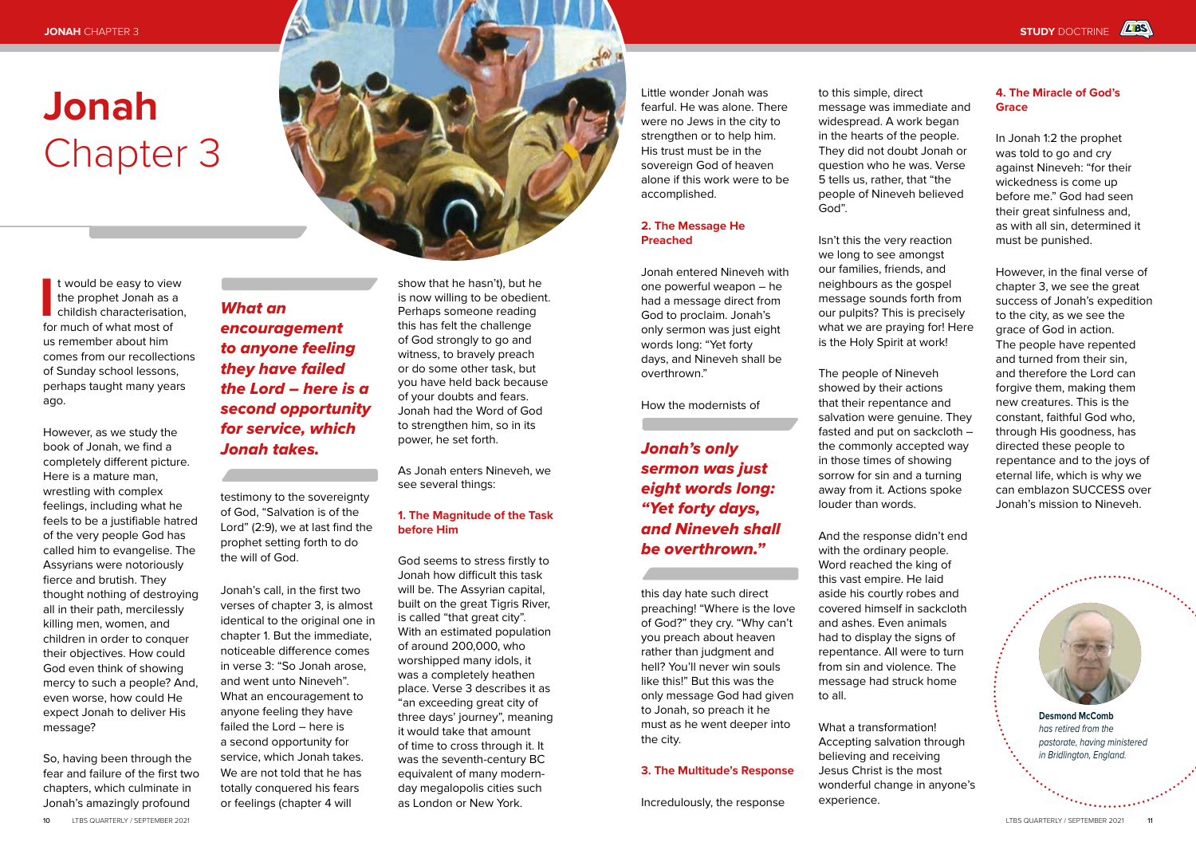# Jonah Chapter 3

It would be easy to view the prophet Jonah as a childish characterisation, for much of what most of us remember about him comes from our recollections of Sunday school lessons, perhaps taught many years ago.

However, as we study the book of Jonah, we find a completely different picture. Here is a mature man, wrestling with complex feelings, including what he feels to be a justifiable hatred of the very people God has called him to evangelise. The Assyrians were notoriously fierce and brutish. They thought nothing of destroying all in their path, mercilessly killing men, women, and children in order to conquer their objectives. How could God even think of showing mercy to such a people? And, even worse, how could He expect Jonah to deliver His message?

So, having been through the fear and failure of the first two chapters, which culminate in Jonah's amazingly profound testimony to the sovereignty of God, "Salvation is of the Lord" (2:9), we at last find the prophet setting forth to do the will of God.

> ***What an encouragement to anyone feeling they have failed the Lord – here is a second opportunity for service, which Jonah takes.***

Jonah's call, in the first two verses of chapter 3, is almost identical to the original one in chapter 1. But the immediate, noticeable difference comes in verse 3: "So Jonah arose, and went unto Nineveh". What an encouragement to anyone feeling they have failed the Lord – here is a second opportunity for service, which Jonah takes. We are not told that he has totally conquered his fears or feelings (chapter 4 will show that he hasn't), but he is now willing to be obedient. Perhaps someone reading this has felt the challenge of God strongly to go and witness, to bravely preach or do some other task, but you have held back because of your doubts and fears. Jonah had the Word of God to strengthen him, so in its power, he set forth.

As Jonah enters Nineveh, we see several things:

### 1. The Magnitude of the Task before Him

God seems to stress firstly to Jonah how difficult this task will be. The Assyrian capital, built on the great Tigris River, is called "that great city". With an estimated population of around 200,000, who worshipped many idols, it was a completely heathen place. Verse 3 describes it as "an exceeding great city of three days' journey", meaning it would take that amount of time to cross through it. It was the seventh-century BC equivalent of many modern-day megalopolis cities such as London or New York.

Little wonder Jonah was fearful. He was alone. There were no Jews in the city to strengthen or to help him. His trust must be in the sovereign God of heaven alone if this work were to be accomplished.

### 2. The Message He Preached

Jonah entered Nineveh with one powerful weapon – he had a message direct from God to proclaim. Jonah's only sermon was just eight words long: "Yet forty days, and Nineveh shall be overthrown."

> ***Jonah's only sermon was just eight words long: "Yet forty days, and Nineveh shall be overthrown."***

How the modernists of this day hate such direct preaching! "Where is the love of God?" they cry. "Why can't you preach about heaven rather than judgment and hell? You'll never win souls like this!" But this was the only message God had given to Jonah, so preach it he must as he went deeper into the city.

### 3. The Multitude's Response

Incredulously, the response to this simple, direct message was immediate and widespread. A work began in the hearts of the people. They did not doubt Jonah or question who he was. Verse 5 tells us, rather, that "the people of Nineveh believed God".

Isn't this the very reaction we long to see amongst our families, friends, and neighbours as the gospel message sounds forth from our pulpits? This is precisely what we are praying for! Here is the Holy Spirit at work!

The people of Nineveh showed by their actions that their repentance and salvation were genuine. They fasted and put on sackcloth – the commonly accepted way in those times of showing sorrow for sin and a turning away from it. Actions spoke louder than words.

And the response didn't end with the ordinary people. Word reached the king of this vast empire. He laid aside his courtly robes and covered himself in sackcloth and ashes. Even animals had to display the signs of repentance. All were to turn from sin and violence. The message had struck home to all.

What a transformation! Accepting salvation through believing and receiving Jesus Christ is the most wonderful change in anyone's experience.

### 4. The Miracle of God's Grace

In Jonah 1:2 the prophet was told to go and cry against Nineveh: "for their wickedness is come up before me." God had seen their great sinfulness and, as with all sin, determined it must be punished.

However, in the final verse of chapter 3, we see the great success of Jonah's expedition to the city, as we see the grace of God in action. The people have repented and turned from their sin, and therefore the Lord can forgive them, making them new creatures. This is the constant, faithful God who, through His goodness, has directed these people to repentance and to the joys of eternal life, which is why we can emblazon SUCCESS over Jonah's mission to Nineveh.

**Desmond McComb** *has retired from the pastorate, having ministered in Bridlington, England.*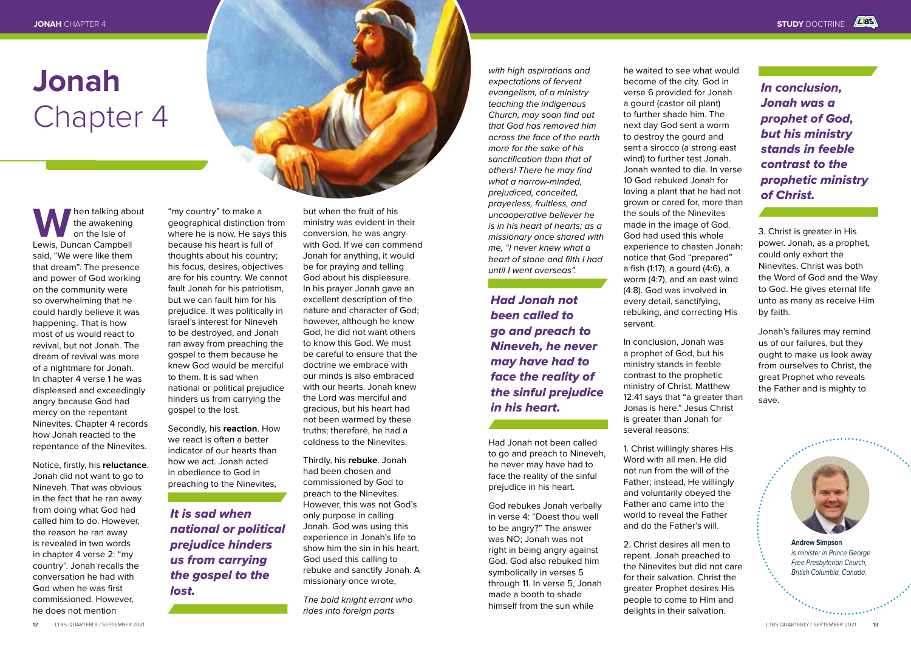# Jonah Chapter 4

When talking about the awakening on the Isle of Lewis, Duncan Campbell said, "We were like them that dream". The presence and power of God working on the community were so overwhelming that he could hardly believe it was happening. That is how most of us would react to revival, but not Jonah. The dream of revival was more of a nightmare for Jonah. In chapter 4 verse 1 he was displeased and exceedingly angry because God had mercy on the repentant Ninevites. Chapter 4 records how Jonah reacted to the repentance of the Ninevites.

Notice, firstly, his **reluctance**. Jonah did not want to go to Nineveh. That was obvious in the fact that he ran away from doing what God had called him to do. However, the reason he ran away is revealed in two words in chapter 4 verse 2: "my country". Jonah recalls the conversation he had with God when he was first commissioned. However, he does not mention "my country" to make a geographical distinction from where he is now. He says this because his heart is full of thoughts about his country; his focus, desires, objectives are for his country. We cannot fault Jonah for his patriotism, but we can fault him for his prejudice. It was politically in Israel's interest for Nineveh to be destroyed, and Jonah ran away from preaching the gospel to them because he knew God would be merciful to them. It is sad when national or political prejudice hinders us from carrying the gospel to the lost.

Secondly, his **reaction**. How we react is often a better indicator of our hearts than how we act. Jonah acted in obedience to God in preaching to the Ninevites,

***It is sad when national or political prejudice hinders us from carrying the gospel to the lost.***

but when the fruit of his ministry was evident in their conversion, he was angry with God. If we can commend Jonah for anything, it would be for praying and telling God about his displeasure. In his prayer Jonah gave an excellent description of the nature and character of God; however, although he knew God, he did not want others to know this God. We must be careful to ensure that the doctrine we embrace with our minds is also embraced with our hearts. Jonah knew the Lord was merciful and gracious, but his heart had not been warmed by these truths; therefore, he had a coldness to the Ninevites.

Thirdly, his **rebuke**. Jonah had been chosen and commissioned by God to preach to the Ninevites. However, this was not God's only purpose in calling Jonah. God was using this experience in Jonah's life to show him the sin in his heart. God used this calling to rebuke and sanctify Jonah. A missionary once wrote,

*The bold knight errant who rides into foreign parts with high aspirations and expectations of fervent evangelism, of a ministry teaching the indigenous Church, may soon find out that God has removed him across the face of the earth more for the sake of his sanctification than that of others! There he may find what a narrow-minded, prejudiced, conceited, prayerless, fruitless, and uncooperative believer he is in his heart of hearts; as a missionary once shared with me, "I never knew what a heart of stone and filth I had until I went overseas".*

***Had Jonah not been called to go and preach to Nineveh, he never may have had to face the reality of the sinful prejudice in his heart.***

Had Jonah not been called to go and preach to Nineveh, he never may have had to face the reality of the sinful prejudice in his heart.

God rebukes Jonah verbally in verse 4: "Doest thou well to be angry?" The answer was NO; Jonah was not right in being angry against God. God also rebuked him symbolically in verses 5 through 11. In verse 5, Jonah made a booth to shade himself from the sun while he waited to see what would become of the city. God in verse 6 provided for Jonah a gourd (castor oil plant) to further shade him. The next day God sent a worm to destroy the gourd and sent a sirocco (a strong east wind) to further test Jonah. Jonah wanted to die. In verse 10 God rebuked Jonah for loving a plant that he had not grown or cared for, more than the souls of the Ninevites made in the image of God. God had used this whole experience to chasten Jonah: notice that God "prepared" a fish (1:17), a gourd (4:6), a worm (4:7), and an east wind (4:8). God was involved in every detail, sanctifying, rebuking, and correcting His servant.

In conclusion, Jonah was a prophet of God, but his ministry stands in feeble contrast to the prophetic ministry of Christ. Matthew 12:41 says that "a greater than Jonas is here." Jesus Christ is greater than Jonah for several reasons:

1. Christ willingly shares His Word with all men. He did not run from the will of the Father; instead, He willingly and voluntarily obeyed the Father and came into the world to reveal the Father and do the Father's will.

2. Christ desires all men to repent. Jonah preached to the Ninevites but did not care for their salvation. Christ the greater Prophet desires His people to come to Him and delights in their salvation.

***In conclusion, Jonah was a prophet of God, but his ministry stands in feeble contrast to the prophetic ministry of Christ.***

3. Christ is greater in His power. Jonah, as a prophet, could only exhort the Ninevites. Christ was both the Word of God and the Way to God. He gives eternal life unto as many as receive Him by faith.

Jonah's failures may remind us of our failures, but they ought to make us look away from ourselves to Christ, the great Prophet who reveals the Father and is mighty to save.

**Andrew Simpson**
*is minister in Prince George Free Presbyterian Church, British Columbia, Canada.*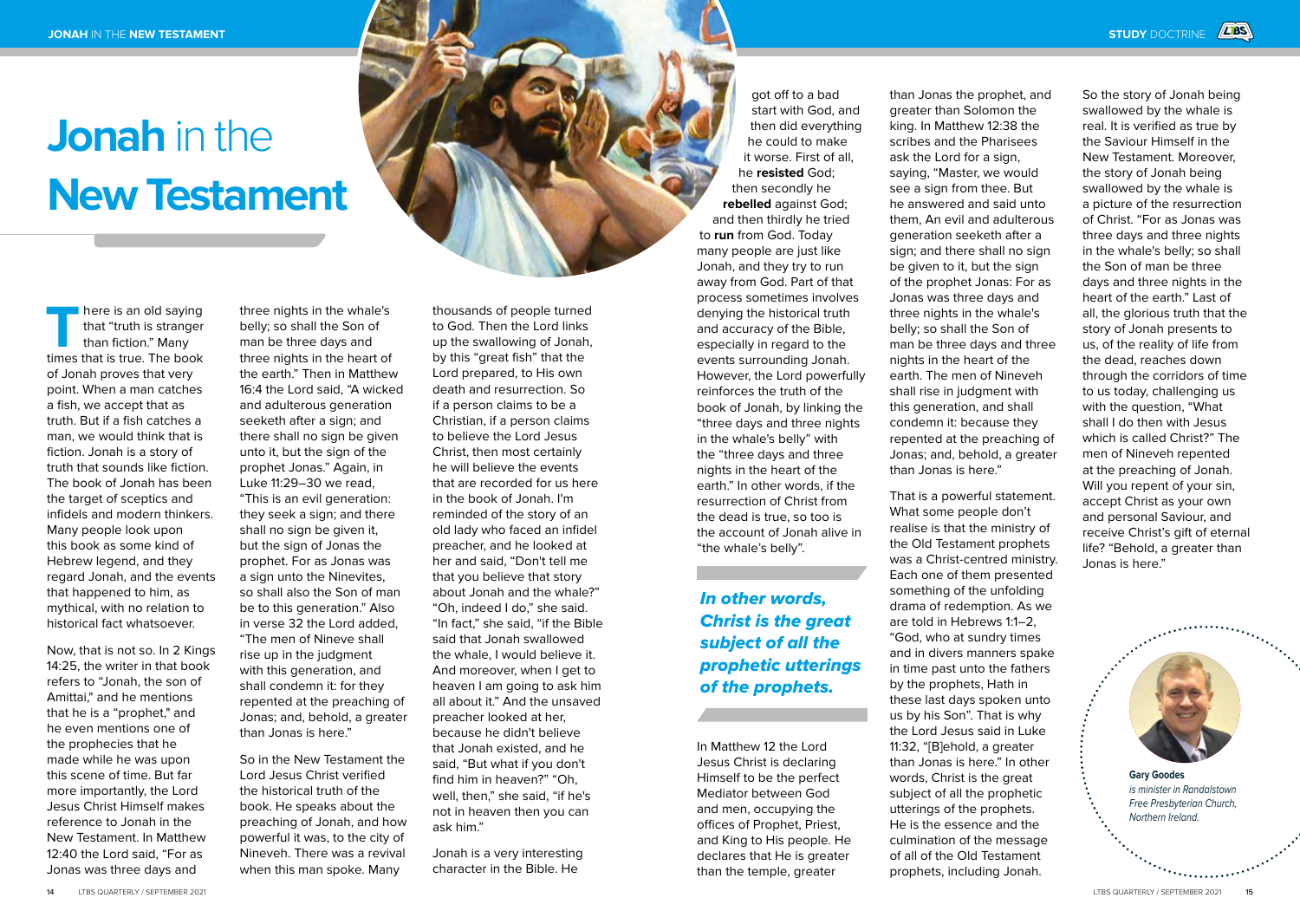# Jonah in the New Testament

There is an old saying that "truth is stranger than fiction." Many times that is true. The book of Jonah proves that very point. When a man catches a fish, we accept that as truth. But if a fish catches a man, we would think that is fiction. Jonah is a story of truth that sounds like fiction. The book of Jonah has been the target of sceptics and infidels and modern thinkers. Many people look upon this book as some kind of Hebrew legend, and they regard Jonah, and the events that happened to him, as mythical, with no relation to historical fact whatsoever.

Now, that is not so. In 2 Kings 14:25, the writer in that book refers to "Jonah, the son of Amittai," and he mentions that he is a "prophet," and he even mentions one of the prophecies that he made while he was upon this scene of time. But far more importantly, the Lord Jesus Christ Himself makes reference to Jonah in the New Testament. In Matthew 12:40 the Lord said, "For as Jonas was three days and three nights in the whale's belly; so shall the Son of man be three days and three nights in the heart of the earth." Then in Matthew 16:4 the Lord said, "A wicked and adulterous generation seeketh after a sign; and there shall no sign be given unto it, but the sign of the prophet Jonas." Again, in Luke 11:29–30 we read, "This is an evil generation: they seek a sign; and there shall no sign be given it, but the sign of Jonas the prophet. For as Jonas was a sign unto the Ninevites, so shall also the Son of man be to this generation." Also in verse 32 the Lord added, "The men of Nineve shall rise up in the judgment with this generation, and shall condemn it: for they repented at the preaching of Jonas; and, behold, a greater than Jonas is here."

So in the New Testament the Lord Jesus Christ verified the historical truth of the book. He speaks about the preaching of Jonah, and how powerful it was, to the city of Nineveh. There was a revival when this man spoke. Many thousands of people turned to God. Then the Lord links up the swallowing of Jonah, by this "great fish" that the Lord prepared, to His own death and resurrection. So if a person claims to be a Christian, if a person claims to believe the Lord Jesus Christ, then most certainly he will believe the events that are recorded for us here in the book of Jonah. I'm reminded of the story of an old lady who faced an infidel preacher, and he looked at her and said, "Don't tell me that you believe that story about Jonah and the whale?" "Oh, indeed I do," she said. "In fact," she said, "if the Bible said that Jonah swallowed the whale, I would believe it. And moreover, when I get to heaven I am going to ask him all about it." And the unsaved preacher looked at her, because he didn't believe that Jonah existed, and he said, "But what if you don't find him in heaven?" "Oh, well, then," she said, "if he's not in heaven then you can ask him."

Jonah is a very interesting character in the Bible. He got off to a bad start with God, and then did everything he could to make it worse. First of all, he **resisted** God; then secondly he **rebelled** against God; and then thirdly he tried to **run** from God. Today many people are just like Jonah, and they try to run away from God. Part of that process sometimes involves denying the historical truth and accuracy of the Bible, especially in regard to the events surrounding Jonah. However, the Lord powerfully reinforces the truth of the book of Jonah, by linking the "three days and three nights in the whale's belly" with the "three days and three nights in the heart of the earth." In other words, if the resurrection of Christ from the dead is true, so too is the account of Jonah alive in "the whale's belly".

*In other words, Christ is the great subject of all the prophetic utterings of the prophets.*

In Matthew 12 the Lord Jesus Christ is declaring Himself to be the perfect Mediator between God and men, occupying the offices of Prophet, Priest, and King to His people. He declares that He is greater than the temple, greater than Jonas the prophet, and greater than Solomon the king. In Matthew 12:38 the scribes and the Pharisees ask the Lord for a sign, saying, "Master, we would see a sign from thee. But he answered and said unto them, An evil and adulterous generation seeketh after a sign; and there shall no sign be given to it, but the sign of the prophet Jonas: For as Jonas was three days and three nights in the whale's belly; so shall the Son of man be three days and three nights in the heart of the earth. The men of Nineveh shall rise in judgment with this generation, and shall condemn it: because they repented at the preaching of Jonas; and, behold, a greater than Jonas is here."

That is a powerful statement. What some people don't realise is that the ministry of the Old Testament prophets was a Christ-centred ministry. Each one of them presented something of the unfolding drama of redemption. As we are told in Hebrews 1:1–2, "God, who at sundry times and in divers manners spake in time past unto the fathers by the prophets, Hath in these last days spoken unto us by his Son". That is why the Lord Jesus said in Luke 11:32, "[B]ehold, a greater than Jonas is here." In other words, Christ is the great subject of all the prophetic utterings of the prophets. He is the essence and the culmination of the message of all of the Old Testament prophets, including Jonah.

So the story of Jonah being swallowed by the whale is real. It is verified as true by the Saviour Himself in the New Testament. Moreover, the story of Jonah being swallowed by the whale is a picture of the resurrection of Christ. "For as Jonas was three days and three nights in the whale's belly; so shall the Son of man be three days and three nights in the heart of the earth." Last of all, the glorious truth that the story of Jonah presents to us, of the reality of life from the dead, reaches down through the corridors of time to us today, challenging us with the question, "What shall I do then with Jesus which is called Christ?" The men of Nineveh repented at the preaching of Jonah. Will you repent of your sin, accept Christ as your own and personal Saviour, and receive Christ's gift of eternal life? "Behold, a greater than Jonas is here."

**Gary Goodes** *is minister in Randalstown Free Presbyterian Church, Northern Ireland.*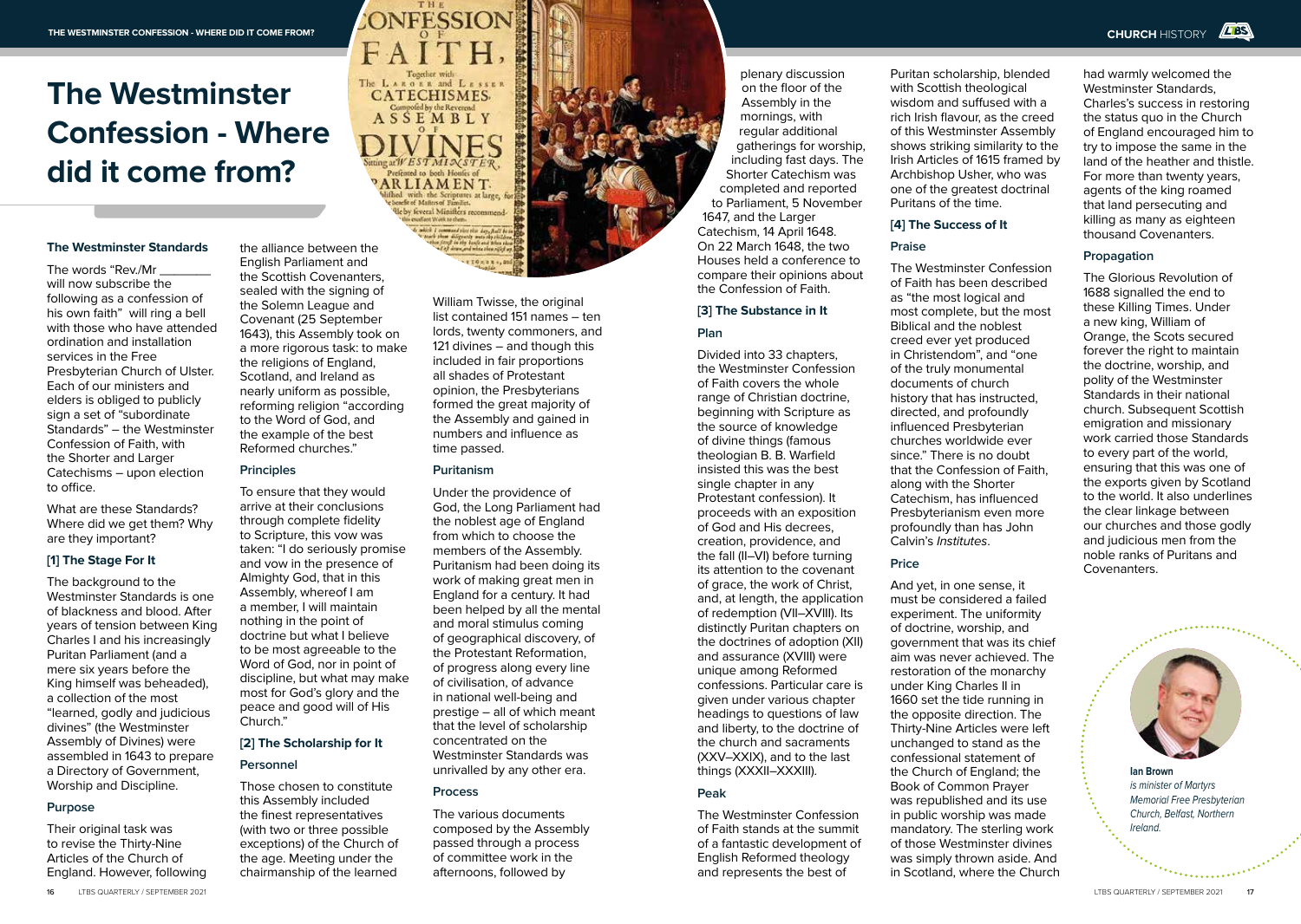# The Westminster Confession - Where did it come from?

### The Westminster Standards

The words "Rev./Mr ________ will now subscribe the following as a confession of his own faith" will ring a bell with those who have attended ordination and installation services in the Free Presbyterian Church of Ulster. Each of our ministers and elders is obliged to publicly sign a set of "subordinate Standards" – the Westminster Confession of Faith, with the Shorter and Larger Catechisms – upon election to office.

What are these Standards? Where did we get them? Why are they important?

### [1] The Stage For It

The background to the Westminster Standards is one of blackness and blood. After years of tension between King Charles I and his increasingly Puritan Parliament (and a mere six years before the King himself was beheaded), a collection of the most "learned, godly and judicious divines" (the Westminster Assembly of Divines) were assembled in 1643 to prepare a Directory of Government, Worship and Discipline.

#### Purpose

Their original task was to revise the Thirty-Nine Articles of the Church of England. However, following the alliance between the English Parliament and the Scottish Covenanters, sealed with the signing of the Solemn League and Covenant (25 September 1643), this Assembly took on a more rigorous task: to make the religions of England, Scotland, and Ireland as nearly uniform as possible, reforming religion "according to the Word of God, and the example of the best Reformed churches."

#### Principles

To ensure that they would arrive at their conclusions through complete fidelity to Scripture, this vow was taken: "I do seriously promise and vow in the presence of Almighty God, that in this Assembly, whereof I am a member, I will maintain nothing in the point of doctrine but what I believe to be most agreeable to the Word of God, nor in point of discipline, but what may make most for God's glory and the peace and good will of His Church."

### [2] The Scholarship for It

#### Personnel

Those chosen to constitute this Assembly included the finest representatives (with two or three possible exceptions) of the Church of the age. Meeting under the chairmanship of the learned William Twisse, the original list contained 151 names – ten lords, twenty commoners, and 121 divines – and though this included in fair proportions all shades of Protestant opinion, the Presbyterians formed the great majority of the Assembly and gained in numbers and influence as time passed.

#### Puritanism

Under the providence of God, the Long Parliament had the noblest age of England from which to choose the members of the Assembly. Puritanism had been doing its work of making great men in England for a century. It had been helped by all the mental and moral stimulus coming of geographical discovery, of the Protestant Reformation, of progress along every line of civilisation, of advance in national well-being and prestige – all of which meant that the level of scholarship concentrated on the Westminster Standards was unrivalled by any other era.

#### Process

The various documents composed by the Assembly passed through a process of committee work in the afternoons, followed by plenary discussion on the floor of the Assembly in the mornings, with regular additional gatherings for worship, including fast days. The Shorter Catechism was completed and reported to Parliament, 5 November 1647, and the Larger Catechism, 14 April 1648. On 22 March 1648, the two Houses held a conference to compare their opinions about the Confession of Faith.

### [3] The Substance in It

#### Plan

Divided into 33 chapters, the Westminster Confession of Faith covers the whole range of Christian doctrine, beginning with Scripture as the source of knowledge of divine things (famous theologian B. B. Warfield insisted this was the best single chapter in any Protestant confession). It proceeds with an exposition of God and His decrees, creation, providence, and the fall (II–VI) before turning its attention to the covenant of grace, the work of Christ, and, at length, the application of redemption (VII–XVIII). Its distinctly Puritan chapters on the doctrines of adoption (XII) and assurance (XVIII) were unique among Reformed confessions. Particular care is given under various chapter headings to questions of law and liberty, to the doctrine of the church and sacraments (XXV–XXIX), and to the last things (XXXII–XXXIII).

#### Peak

The Westminster Confession of Faith stands at the summit of a fantastic development of English Reformed theology and represents the best of Puritan scholarship, blended with Scottish theological wisdom and suffused with a rich Irish flavour, as the creed of this Westminster Assembly shows striking similarity to the Irish Articles of 1615 framed by Archbishop Usher, who was one of the greatest doctrinal Puritans of the time.

### [4] The Success of It

#### Praise

The Westminster Confession of Faith has been described as "the most logical and most complete, but the most Biblical and the noblest creed ever yet produced in Christendom", and "one of the truly monumental documents of church history that has instructed, directed, and profoundly influenced Presbyterian churches worldwide ever since." There is no doubt that the Confession of Faith, along with the Shorter Catechism, has influenced Presbyterianism even more profoundly than has John Calvin's *Institutes*.

#### Price

And yet, in one sense, it must be considered a failed experiment. The uniformity of doctrine, worship, and government that was its chief aim was never achieved. The restoration of the monarchy under King Charles II in 1660 set the tide running in the opposite direction. The Thirty-Nine Articles were left unchanged to stand as the confessional statement of the Church of England; the Book of Common Prayer was republished and its use in public worship was made mandatory. The sterling work of those Westminster divines was simply thrown aside. And in Scotland, where the Church had warmly welcomed the Westminster Standards, Charles's success in restoring the status quo in the Church of England encouraged him to try to impose the same in the land of the heather and thistle. For more than twenty years, agents of the king roamed that land persecuting and killing as many as eighteen thousand Covenanters.

#### Propagation

The Glorious Revolution of 1688 signalled the end to these Killing Times. Under a new king, William of Orange, the Scots secured forever the right to maintain the doctrine, worship, and polity of the Westminster Standards in their national church. Subsequent Scottish emigration and missionary work carried those Standards to every part of the world, ensuring that this was one of the exports given by Scotland to the world. It also underlines the clear linkage between our churches and those godly and judicious men from the noble ranks of Puritans and Covenanters.

**Ian Brown**
*is minister of Martyrs Memorial Free Presbyterian Church, Belfast, Northern Ireland.*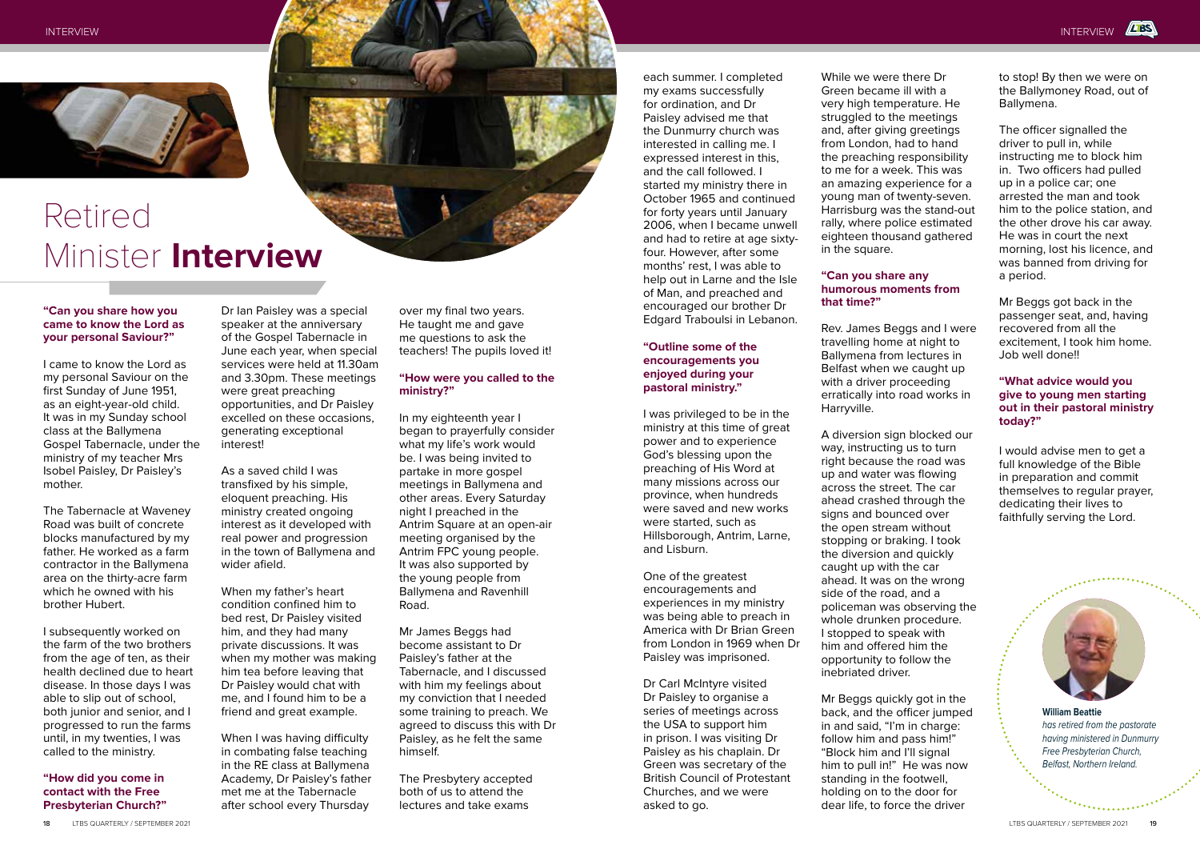# Retired Minister **Interview**

**"Can you share how you came to know the Lord as your personal Saviour?"**

I came to know the Lord as my personal Saviour on the first Sunday of June 1951, as an eight-year-old child. It was in my Sunday school class at the Ballymena Gospel Tabernacle, under the ministry of my teacher Mrs Isobel Paisley, Dr Paisley's mother.

The Tabernacle at Waveney Road was built of concrete blocks manufactured by my father. He worked as a farm contractor in the Ballymena area on the thirty-acre farm which he owned with his brother Hubert.

I subsequently worked on the farm of the two brothers from the age of ten, as their health declined due to heart disease. In those days I was able to slip out of school, both junior and senior, and I progressed to run the farms until, in my twenties, I was called to the ministry.

**"How did you come in contact with the Free Presbyterian Church?"**

Dr Ian Paisley was a special speaker at the anniversary of the Gospel Tabernacle in June each year, when special services were held at 11.30am and 3.30pm. These meetings were great preaching opportunities, and Dr Paisley excelled on these occasions, generating exceptional interest!

As a saved child I was transfixed by his simple, eloquent preaching. His ministry created ongoing interest as it developed with real power and progression in the town of Ballymena and wider afield.

When my father's heart condition confined him to bed rest, Dr Paisley visited him, and they had many private discussions. It was when my mother was making him tea before leaving that Dr Paisley would chat with me, and I found him to be a friend and great example.

When I was having difficulty in combating false teaching in the RE class at Ballymena Academy, Dr Paisley's father met me at the Tabernacle after school every Thursday over my final two years. He taught me and gave me questions to ask the teachers! The pupils loved it!

**"How were you called to the ministry?"**

In my eighteenth year I began to prayerfully consider what my life's work would be. I was being invited to partake in more gospel meetings in Ballymena and other areas. Every Saturday night I preached in the Antrim Square at an open-air meeting organised by the Antrim FPC young people. It was also supported by the young people from Ballymena and Ravenhill Road.

Mr James Beggs had become assistant to Dr Paisley's father at the Tabernacle, and I discussed with him my feelings about my conviction that I needed some training to preach. We agreed to discuss this with Dr Paisley, as he felt the same himself.

The Presbytery accepted both of us to attend the lectures and take exams each summer. I completed my exams successfully for ordination, and Dr Paisley advised me that the Dunmurry church was interested in calling me. I expressed interest in this, and the call followed. I started my ministry there in October 1965 and continued for forty years until January 2006, when I became unwell and had to retire at age sixty-four. However, after some months' rest, I was able to help out in Larne and the Isle of Man, and preached and encouraged our brother Dr Edgard Traboulsi in Lebanon.

**"Outline some of the encouragements you enjoyed during your pastoral ministry."**

I was privileged to be in the ministry at this time of great power and to experience God's blessing upon the preaching of His Word at many missions across our province, when hundreds were saved and new works were started, such as Hillsborough, Antrim, Larne, and Lisburn.

One of the greatest encouragements and experiences in my ministry was being able to preach in America with Dr Brian Green from London in 1969 when Dr Paisley was imprisoned.

Dr Carl McIntyre visited Dr Paisley to organise a series of meetings across the USA to support him in prison. I was visiting Dr Paisley as his chaplain. Dr Green was secretary of the British Council of Protestant Churches, and we were asked to go.

While we were there Dr Green became ill with a very high temperature. He struggled to the meetings and, after giving greetings from London, had to hand the preaching responsibility to me for a week. This was an amazing experience for a young man of twenty-seven. Harrisburg was the stand-out rally, where police estimated eighteen thousand gathered in the square.

**"Can you share any humorous moments from that time?"**

Rev. James Beggs and I were travelling home at night to Ballymena from lectures in Belfast when we caught up with a driver proceeding erratically into road works in Harryville.

A diversion sign blocked our way, instructing us to turn right because the road was up and water was flowing across the street. The car ahead crashed through the signs and bounced over the open stream without stopping or braking. I took the diversion and quickly caught up with the car ahead. It was on the wrong side of the road, and a policeman was observing the whole drunken procedure. I stopped to speak with him and offered him the opportunity to follow the inebriated driver.

Mr Beggs quickly got in the back, and the officer jumped in and said, "I'm in charge: follow him and pass him!" "Block him and I'll signal him to pull in!" He was now standing in the footwell, holding on to the door for dear life, to force the driver to stop! By then we were on the Ballymoney Road, out of Ballymena.

The officer signalled the driver to pull in, while instructing me to block him in. Two officers had pulled up in a police car; one arrested the man and took him to the police station, and the other drove his car away. He was in court the next morning, lost his licence, and was banned from driving for a period.

Mr Beggs got back in the passenger seat, and, having recovered from all the excitement, I took him home. Job well done!!

**"What advice would you give to young men starting out in their pastoral ministry today?"**

I would advise men to get a full knowledge of the Bible in preparation and commit themselves to regular prayer, dedicating their lives to faithfully serving the Lord.

**William Beattie**
*has retired from the pastorate having ministered in Dunmurry Free Presbyterian Church, Belfast, Northern Ireland.*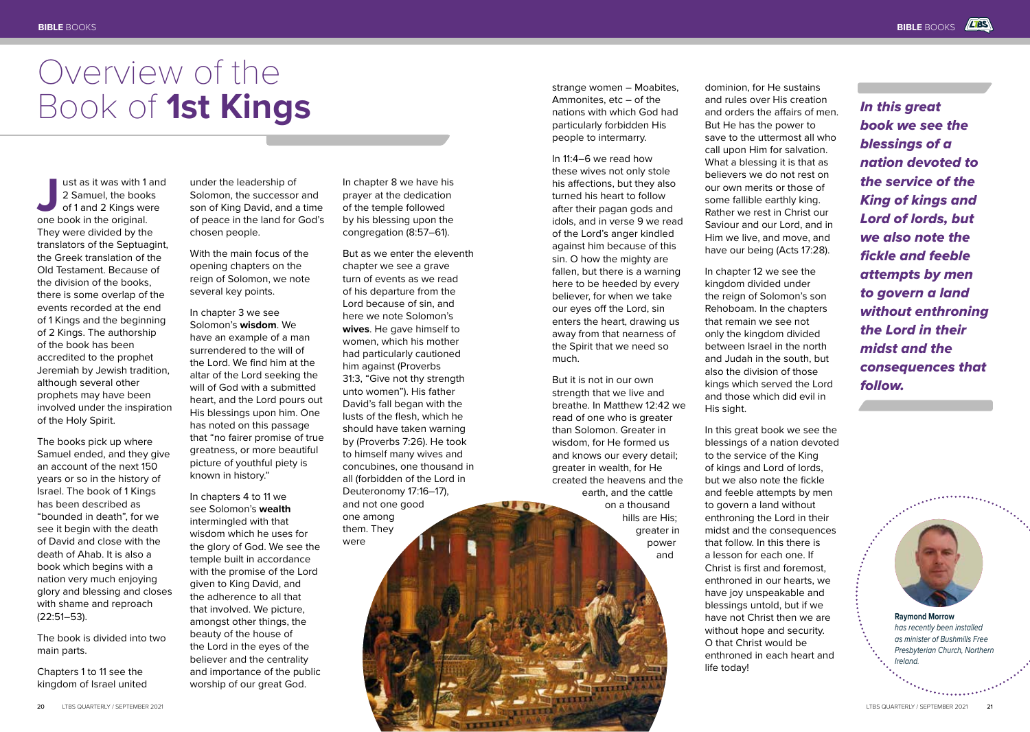# Overview of the Book of **1st Kings**

Just as it was with 1 and 2 Samuel, the books of 1 and 2 Kings were one book in the original. They were divided by the translators of the Septuagint, the Greek translation of the Old Testament. Because of the division of the books, there is some overlap of the events recorded at the end of 1 Kings and the beginning of 2 Kings. The authorship of the book has been accredited to the prophet Jeremiah by Jewish tradition, although several other prophets may have been involved under the inspiration of the Holy Spirit.

The books pick up where Samuel ended, and they give an account of the next 150 years or so in the history of Israel. The book of 1 Kings has been described as "bounded in death", for we see it begin with the death of David and close with the death of Ahab. It is also a book which begins with a nation very much enjoying glory and blessing and closes with shame and reproach (22:51–53).

The book is divided into two main parts.

Chapters 1 to 11 see the kingdom of Israel united under the leadership of Solomon, the successor and son of King David, and a time of peace in the land for God's chosen people.

With the main focus of the opening chapters on the reign of Solomon, we note several key points.

In chapter 3 we see Solomon's **wisdom**. We have an example of a man surrendered to the will of the Lord. We find him at the altar of the Lord seeking the will of God with a submitted heart, and the Lord pours out His blessings upon him. One has noted on this passage that "no fairer promise of true greatness, or more beautiful picture of youthful piety is known in history."

In chapters 4 to 11 we see Solomon's **wealth** intermingled with that wisdom which he uses for the glory of God. We see the temple built in accordance with the promise of the Lord given to King David, and the adherence to all that that involved. We picture, amongst other things, the beauty of the house of the Lord in the eyes of the believer and the centrality and importance of the public worship of our great God.

In chapter 8 we have his prayer at the dedication of the temple followed by his blessing upon the congregation (8:57–61).

But as we enter the eleventh chapter we see a grave turn of events as we read of his departure from the Lord because of sin, and here we note Solomon's **wives**. He gave himself to women, which his mother had particularly cautioned him against (Proverbs 31:3, "Give not thy strength unto women"). His father David's fall began with the lusts of the flesh, which he should have taken warning by (Proverbs 7:26). He took to himself many wives and concubines, one thousand in all (forbidden of the Lord in Deuteronomy 17:16–17), and not one good one among them. They were strange women – Moabites, Ammonites, etc – of the nations with which God had particularly forbidden His people to intermarry.

In 11:4–6 we read how these wives not only stole his affections, but they also turned his heart to follow after their pagan gods and idols, and in verse 9 we read of the Lord's anger kindled against him because of this sin. O how the mighty are fallen, but there is a warning here to be heeded by every believer, for when we take our eyes off the Lord, sin enters the heart, drawing us away from that nearness of the Spirit that we need so much.

But it is not in our own strength that we live and breathe. In Matthew 12:42 we read of one who is greater than Solomon. Greater in wisdom, for He formed us and knows our every detail; greater in wealth, for He created the heavens and the earth, and the cattle on a thousand hills are His; greater in power and dominion, for He sustains and rules over His creation and orders the affairs of men. But He has the power to save to the uttermost all who call upon Him for salvation. What a blessing it is that as believers we do not rest on our own merits or those of some fallible earthly king. Rather we rest in Christ our Saviour and our Lord, and in Him we live, and move, and have our being (Acts 17:28).

In chapter 12 we see the kingdom divided under the reign of Solomon's son Rehoboam. In the chapters that remain we see not only the kingdom divided between Israel in the north and Judah in the south, but also the division of those kings which served the Lord and those which did evil in His sight.

In this great book we see the blessings of a nation devoted to the service of the King of kings and Lord of lords, but we also note the fickle and feeble attempts by men to govern a land without enthroning the Lord in their midst and the consequences that follow. In this there is a lesson for each one. If Christ is first and foremost, enthroned in our hearts, we have joy unspeakable and blessings untold, but if we have not Christ then we are without hope and security. O that Christ would be enthroned in each heart and life today!

***In this great book we see the blessings of a nation devoted to the service of the King of kings and Lord of lords, but we also note the fickle and feeble attempts by men to govern a land without enthroning the Lord in their midst and the consequences that follow.***

**Raymond Morrow**
*has recently been installed as minister of Bushmills Free Presbyterian Church, Northern Ireland.*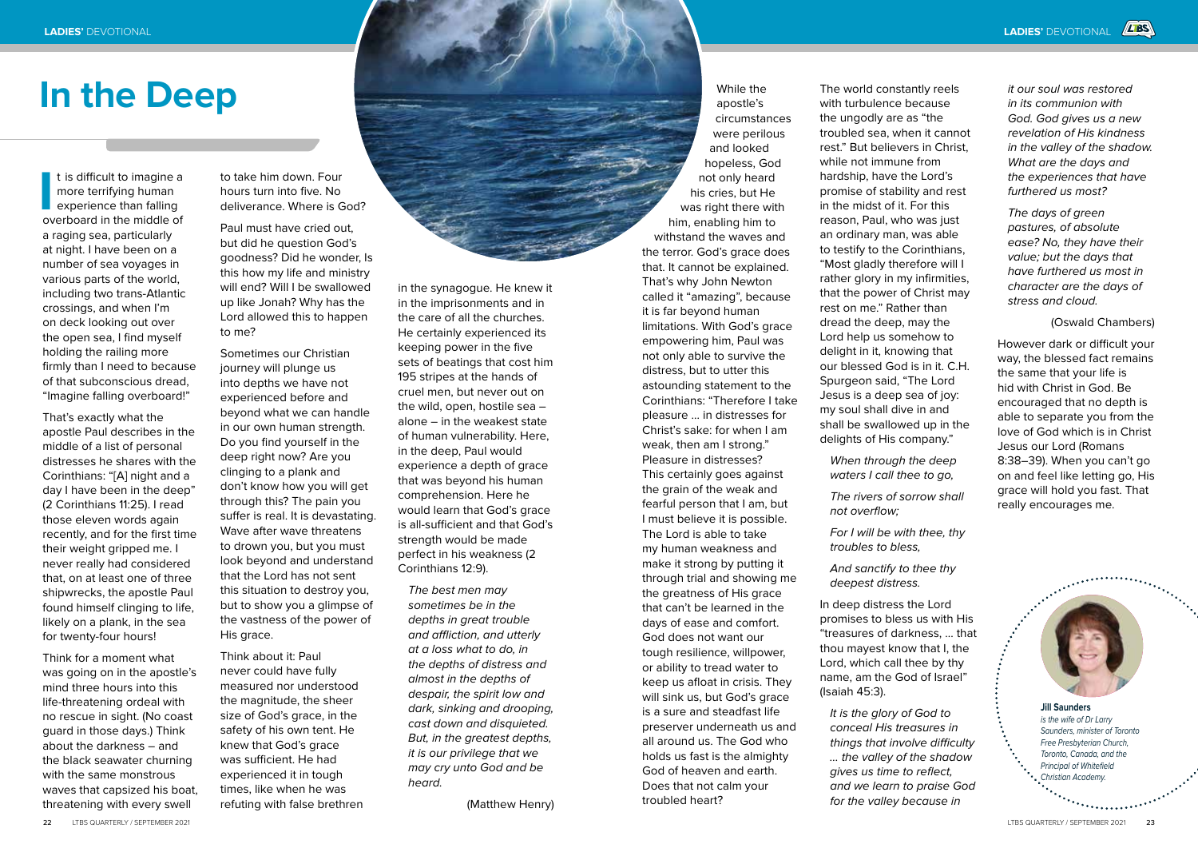# In the Deep

It is difficult to imagine a more terrifying human experience than falling overboard in the middle of a raging sea, particularly at night. I have been on a number of sea voyages in various parts of the world, including two trans-Atlantic crossings, and when I'm on deck looking out over the open sea, I find myself holding the railing more firmly than I need to because of that subconscious dread, "Imagine falling overboard!"

That's exactly what the apostle Paul describes in the middle of a list of personal distresses he shares with the Corinthians: "[A] night and a day I have been in the deep" (2 Corinthians 11:25). I read those eleven words again recently, and for the first time their weight gripped me. I never really had considered that, on at least one of three shipwrecks, the apostle Paul found himself clinging to life, likely on a plank, in the sea for twenty-four hours!

Think for a moment what was going on in the apostle's mind three hours into this life-threatening ordeal with no rescue in sight. (No coast guard in those days.) Think about the darkness – and the black seawater churning with the same monstrous waves that capsized his boat, threatening with every swell to take him down. Four hours turn into five. No deliverance. Where is God?

Paul must have cried out, but did he question God's goodness? Did he wonder, Is this how my life and ministry will end? Will I be swallowed up like Jonah? Why has the Lord allowed this to happen to me?

Sometimes our Christian journey will plunge us into depths we have not experienced before and beyond what we can handle in our own human strength. Do you find yourself in the deep right now? Are you clinging to a plank and don't know how you will get through this? The pain you suffer is real. It is devastating. Wave after wave threatens to drown you, but you must look beyond and understand that the Lord has not sent this situation to destroy you, but to show you a glimpse of the vastness of the power of His grace.

Think about it: Paul never could have fully measured nor understood the magnitude, the sheer size of God's grace, in the safety of his own tent. He knew that God's grace was sufficient. He had experienced it in tough times, like when he was refuting with false brethren in the synagogue. He knew it in the imprisonments and in the care of all the churches. He certainly experienced its keeping power in the five sets of beatings that cost him 195 stripes at the hands of cruel men, but never out on the wild, open, hostile sea – alone – in the weakest state of human vulnerability. Here, in the deep, Paul would experience a depth of grace that was beyond his human comprehension. Here he would learn that God's grace is all-sufficient and that God's strength would be made perfect in his weakness (2 Corinthians 12:9).

*The best men may sometimes be in the depths in great trouble and affliction, and utterly at a loss what to do, in the depths of distress and almost in the depths of despair, the spirit low and dark, sinking and drooping, cast down and disquieted. But, in the greatest depths, it is our privilege that we may cry unto God and be heard.*

(Matthew Henry)

While the apostle's circumstances were perilous and looked hopeless, God not only heard his cries, but He was right there with him, enabling him to withstand the waves and the terror. God's grace does that. It cannot be explained. That's why John Newton called it "amazing", because it is far beyond human limitations. With God's grace empowering him, Paul was not only able to survive the distress, but to utter this astounding statement to the Corinthians: "Therefore I take pleasure … in distresses for Christ's sake: for when I am weak, then am I strong." Pleasure in distresses? This certainly goes against the grain of the weak and fearful person that I am, but I must believe it is possible. The Lord is able to take my human weakness and make it strong by putting it through trial and showing me the greatness of His grace that can't be learned in the days of ease and comfort. God does not want our tough resilience, willpower, or ability to tread water to keep us afloat in crisis. They will sink us, but God's grace is a sure and steadfast life preserver underneath us and all around us. The God who holds us fast is the almighty God of heaven and earth. Does that not calm your troubled heart?

The world constantly reels with turbulence because the ungodly are as "the troubled sea, when it cannot rest." But believers in Christ, while not immune from hardship, have the Lord's promise of stability and rest in the midst of it. For this reason, Paul, who was just an ordinary man, was able to testify to the Corinthians, "Most gladly therefore will I rather glory in my infirmities, that the power of Christ may rest on me." Rather than dread the deep, may the Lord help us somehow to delight in it, knowing that our blessed God is in it. C.H. Spurgeon said, "The Lord Jesus is a deep sea of joy: my soul shall dive in and shall be swallowed up in the delights of His company."

*When through the deep waters I call thee to go,*

*The rivers of sorrow shall not overflow;*

*For I will be with thee, thy troubles to bless,*

*And sanctify to thee thy deepest distress.*

In deep distress the Lord promises to bless us with His "treasures of darkness, … that thou mayest know that I, the Lord, which call thee by thy name, am the God of Israel" (Isaiah 45:3).

*It is the glory of God to conceal His treasures in things that involve difficulty … the valley of the shadow gives us time to reflect, and we learn to praise God for the valley because in it our soul was restored in its communion with God. God gives us a new revelation of His kindness in the valley of the shadow. What are the days and the experiences that have furthered us most?*

*The days of green pastures, of absolute ease? No, they have their value; but the days that have furthered us most in character are the days of stress and cloud.*

(Oswald Chambers)

However dark or difficult your way, the blessed fact remains the same that your life is hid with Christ in God. Be encouraged that no depth is able to separate you from the love of God which is in Christ Jesus our Lord (Romans 8:38–39). When you can't go on and feel like letting go, His grace will hold you fast. That really encourages me.

**Jill Saunders**
*is the wife of Dr Larry Saunders, minister of Toronto Free Presbyterian Church, Toronto, Canada, and the Principal of Whitefield Christian Academy.*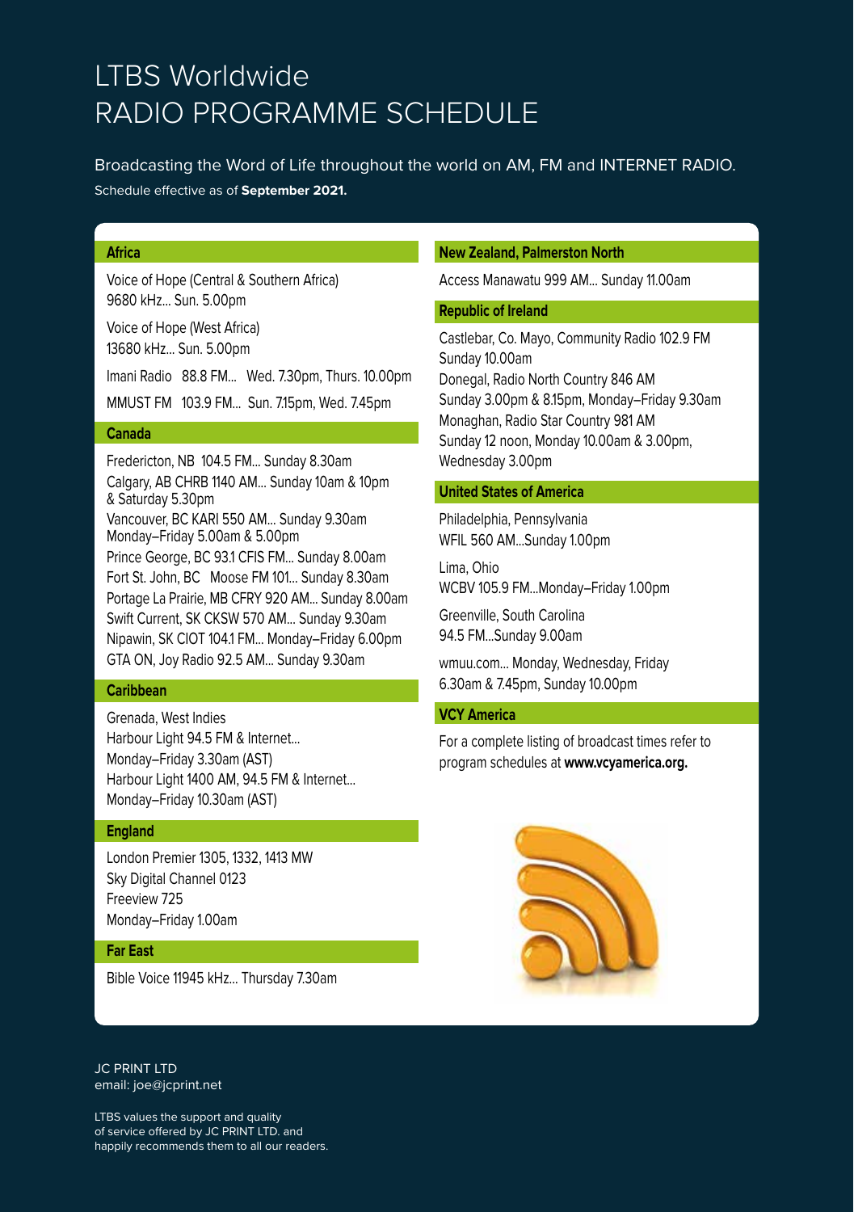# LTBS Worldwide
# RADIO PROGRAMME SCHEDULE

Broadcasting the Word of Life throughout the world on AM, FM and INTERNET RADIO.

Schedule effective as of **September 2021.**

### Africa

Voice of Hope (Central & Southern Africa)
9680 kHz... Sun. 5.00pm

Voice of Hope (West Africa)
13680 kHz... Sun. 5.00pm

Imani Radio 88.8 FM... Wed. 7.30pm, Thurs. 10.00pm

MMUST FM 103.9 FM... Sun. 7.15pm, Wed. 7.45pm

### Canada

Fredericton, NB 104.5 FM... Sunday 8.30am
Calgary, AB CHRB 1140 AM... Sunday 10am & 10pm & Saturday 5.30pm
Vancouver, BC KARI 550 AM... Sunday 9.30am Monday–Friday 5.00am & 5.00pm
Prince George, BC 93.1 CFIS FM... Sunday 8.00am
Fort St. John, BC Moose FM 101... Sunday 8.30am
Portage La Prairie, MB CFRY 920 AM... Sunday 8.00am
Swift Current, SK CKSW 570 AM... Sunday 9.30am
Nipawin, SK CIOT 104.1 FM... Monday–Friday 6.00pm
GTA ON, Joy Radio 92.5 AM... Sunday 9.30am

### Caribbean

Grenada, West Indies
Harbour Light 94.5 FM & Internet...
Monday–Friday 3.30am (AST)
Harbour Light 1400 AM, 94.5 FM & Internet...
Monday–Friday 10.30am (AST)

### England

London Premier 1305, 1332, 1413 MW
Sky Digital Channel 0123
Freeview 725
Monday–Friday 1.00am

### Far East

Bible Voice 11945 kHz... Thursday 7.30am

### New Zealand, Palmerston North

Access Manawatu 999 AM... Sunday 11.00am

### Republic of Ireland

Castlebar, Co. Mayo, Community Radio 102.9 FM
Sunday 10.00am
Donegal, Radio North Country 846 AM
Sunday 3.00pm & 8.15pm, Monday–Friday 9.30am
Monaghan, Radio Star Country 981 AM
Sunday 12 noon, Monday 10.00am & 3.00pm,
Wednesday 3.00pm

### United States of America

Philadelphia, Pennsylvania
WFIL 560 AM...Sunday 1.00pm

Lima, Ohio
WCBV 105.9 FM...Monday–Friday 1.00pm

Greenville, South Carolina
94.5 FM...Sunday 9.00am

wmuu.com... Monday, Wednesday, Friday
6.30am & 7.45pm, Sunday 10.00pm

### VCY America

For a complete listing of broadcast times refer to program schedules at **www.vcyamerica.org.**

JC PRINT LTD
email: joe@jcprint.net

LTBS values the support and quality of service offered by JC PRINT LTD. and happily recommends them to all our readers.